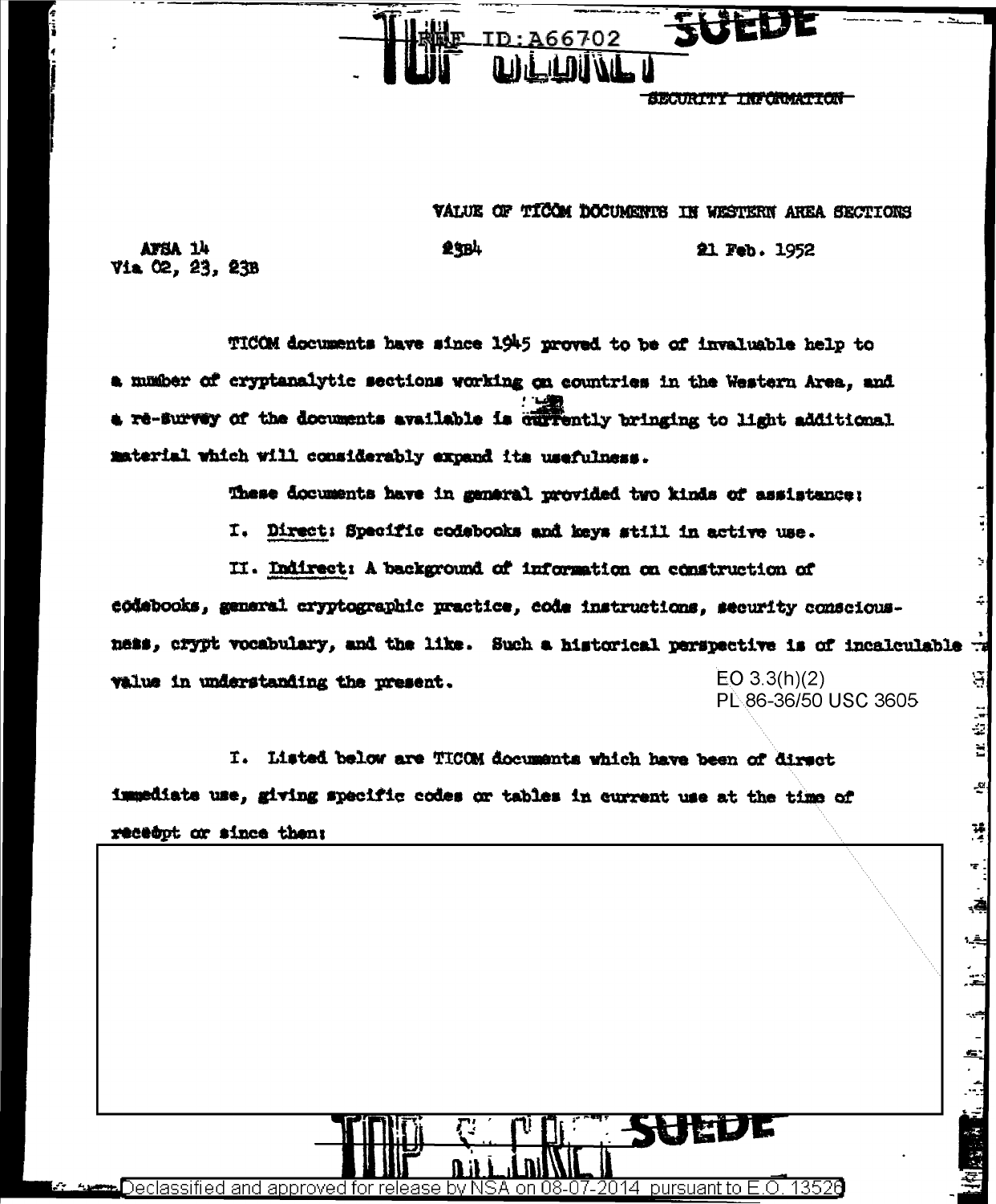REF ID:A66702

SECURITY INFORMATION

VALUE OF TICOM DOCUMENTS IN WESTERN AREA SECTIONS

AFSA 14
Via 02, 23, 23B

23B4

21 Feb. 1952

TICOM documents have since 1945 proved to be of invaluable help to a number of cryptanalytic sections working on countries in the Western Area, and a re-survey of the documents available is currently bringing to light additional material which will considerably expand its usefulness.

These documents have in general provided two kinds of assistance:

I. Direct: Specific codebooks and keys still in active use.

II. Indirect: A background of information on construction of codebooks, general cryptographic practice, code instructions, security consciousness, crypt vocabulary, and the like. Such a historical perspective is of incalculable value in understanding the present.

EO 3.3(h)(2)
PL 86-36/50 USC 3605

I. Listed below are TICOM documents which have been of direct immediate use, giving specific codes or tables in current use at the time of receipt or since then:

Declassified and approved for release by NSA on 08-07-2014 pursuant to E.O. 13526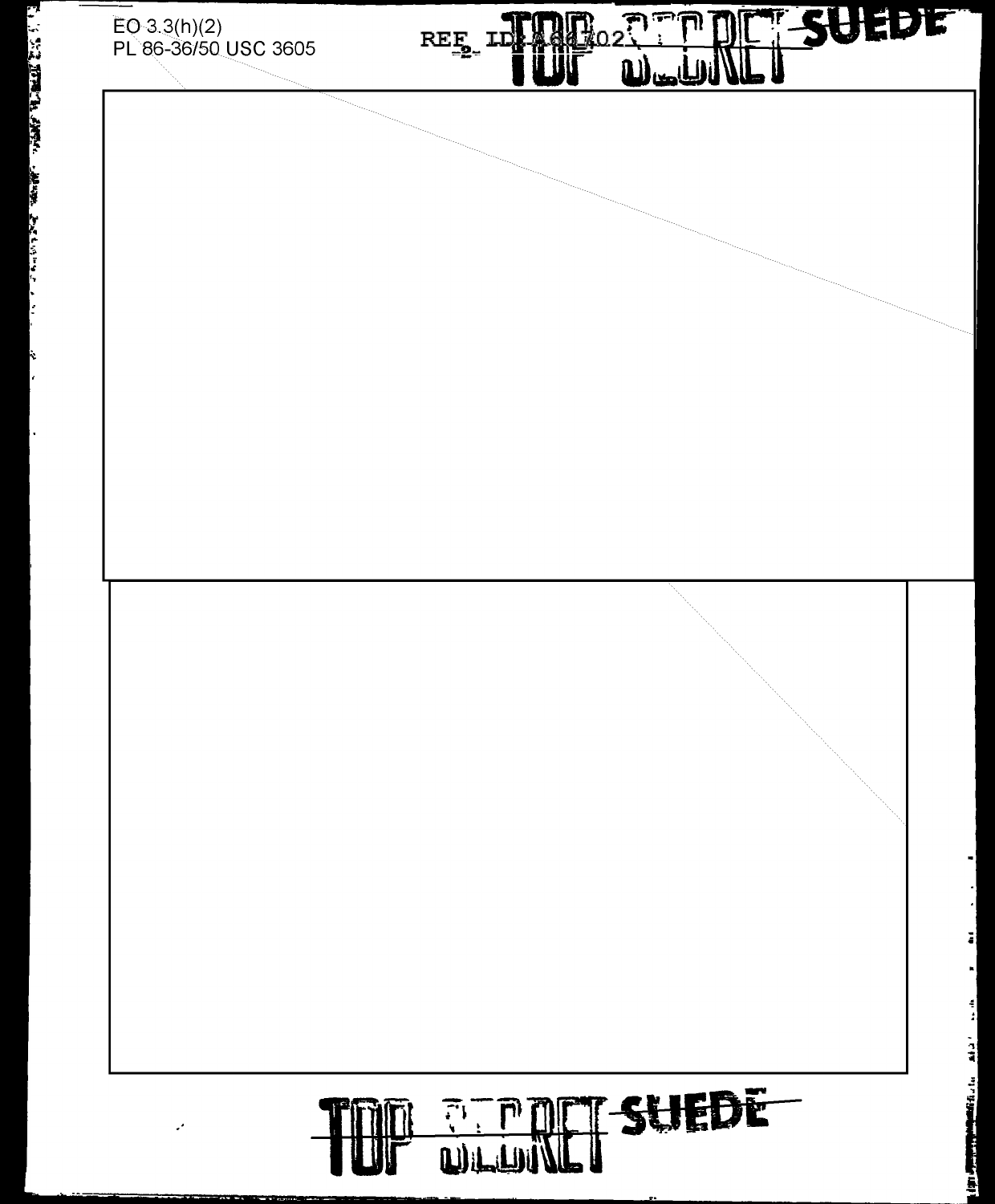EO 3.3(h)(2)
PL 86-36/50 USC 3605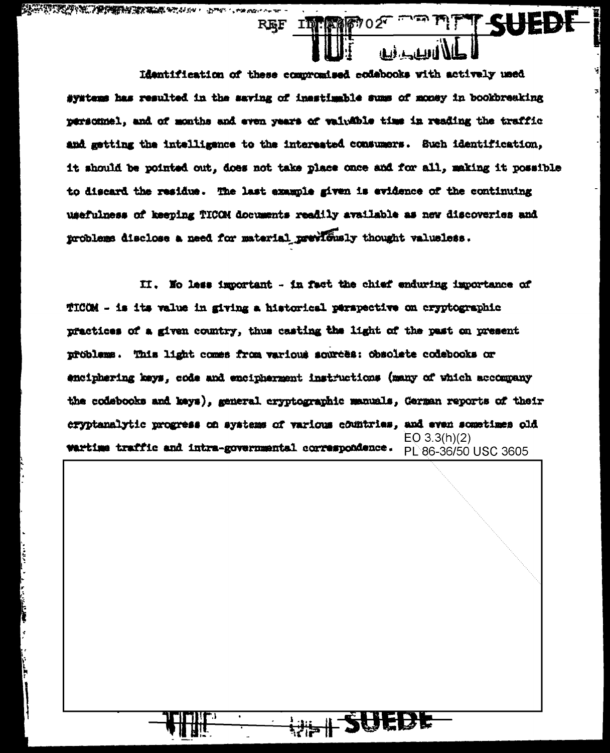Identification of these compromised codebooks with actively used systems has resulted in the saving of inestimable sums of money in bookbreaking personnel, and of months and even years of valuable time in reading the traffic and getting the intelligence to the interested consumers. Such identification, it should be pointed out, does not take place once and for all, making it possible to discard the residue. The last example given is evidence of the continuing usefulness of keeping TICOM documents readily available as new discoveries and problems disclose a need for material previously thought valueless.

II. No less important - in fact the chief enduring importance of TICOM - is its value in giving a historical perspective on cryptographic practices of a given country, thus casting the light of the past on present problems. This light comes from various sources: obsolete codebooks or enciphering keys, code and encipherment instructions (many of which accompany the codebooks and keys), general cryptographic manuals, German reports of their cryptanalytic progress on systems of various countries, and even sometimes old wartime traffic and intra-governmental correspondence.

EO 3.3(h)(2)
PL 86-36/50 USC 3605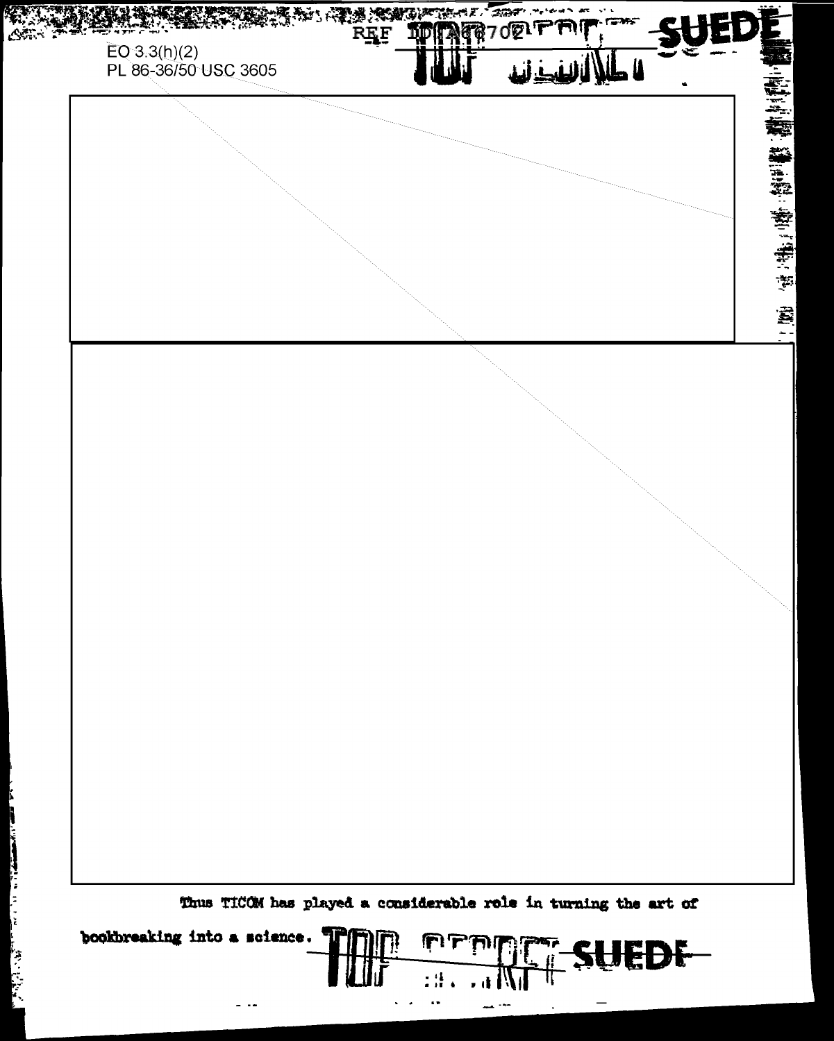EO 3.3(h)(2)
PL 86-36/50 USC 3605

Thus TICOM has played a considerable role in turning the art of bookbreaking into a science.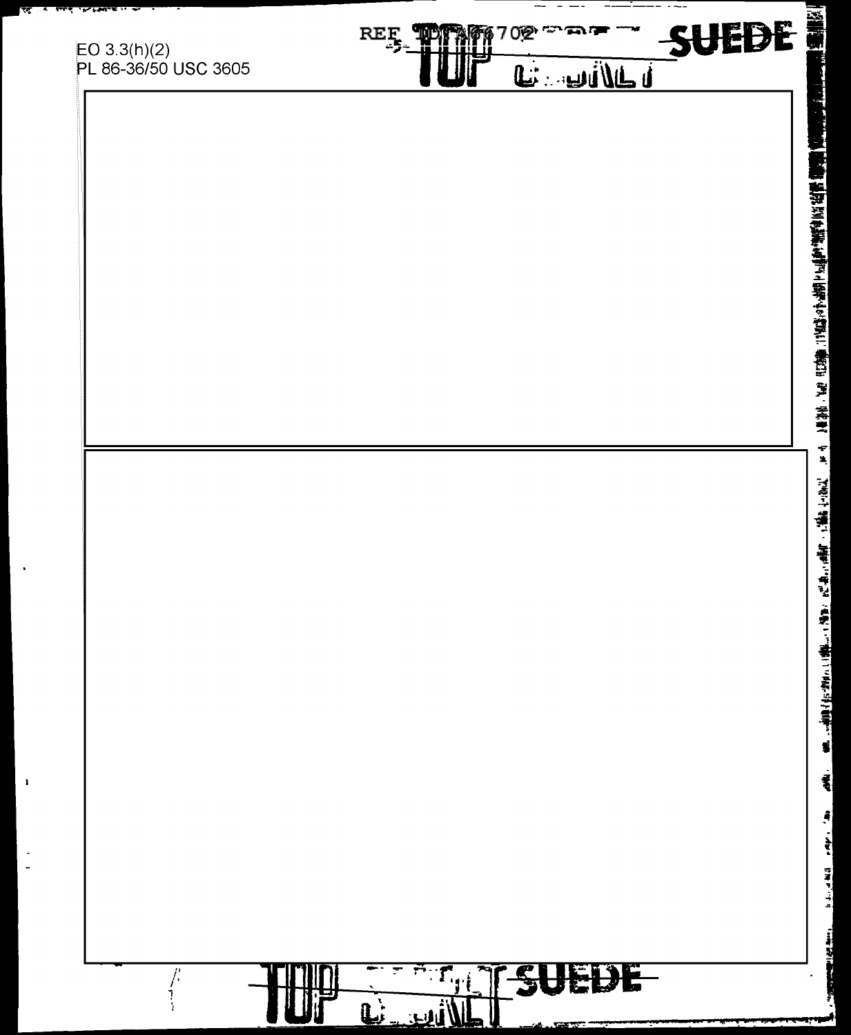EO 3.3(h)(2)
PL 86-36/50 USC 3605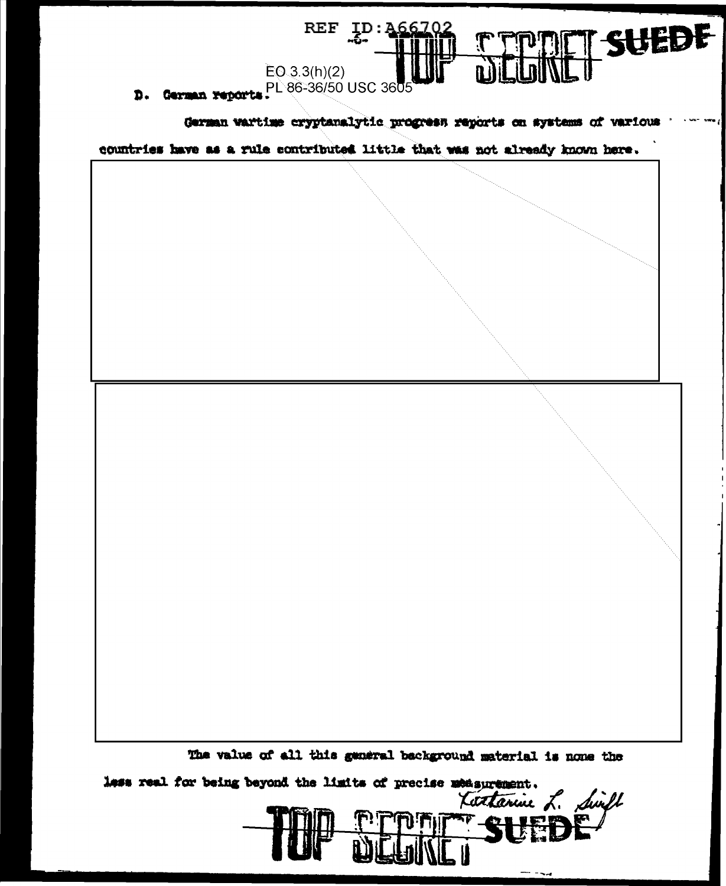EO 3.3(h)(2)
PL 86-36/50 USC 3605

D. German reports.

German wartime cryptanalytic progress reports on systems of various countries have as a rule contributed little that was not already known here.

The value of all this general background material is none the less real for being beyond the limits of precise measurement.

Katharine L. Swift